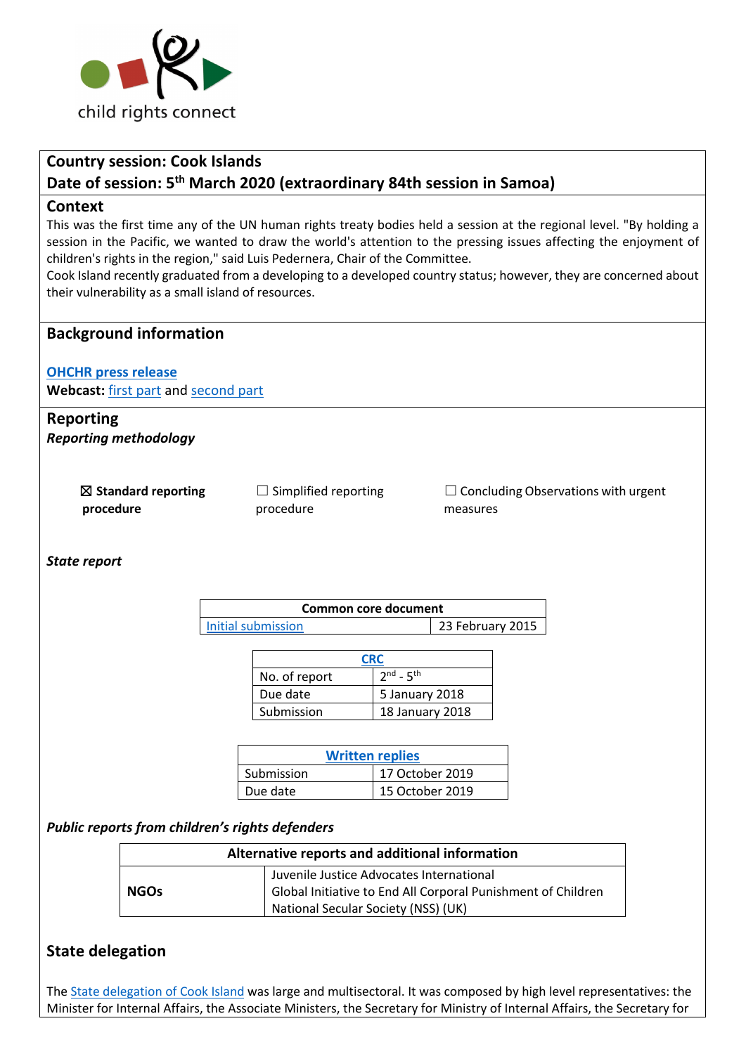child rights connect

**Country session: Cook Islands**

**Date of session: 5th March 2020 (extraordinary 84th session in Samoa)**

## Context

This was the first time any of the UN human rights treaty bodies held a session at the regional level. "By holding a session in the Pacific, we wanted to draw the world's attention to the pressing issues affecting the enjoyment of children's rights in the region," said Luis Pedernera, Chair of the Committee.

Cook Island recently graduated from a developing to a developed country status; however, they are concerned about their vulnerability as a small island of resources.

## Background information

**OHCHR press release**

**Webcast:** first part and second part

## Reporting

***Reporting methodology***

☒ **Standard reporting procedure**

☐ Simplified reporting procedure

☐ Concluding Observations with urgent measures

***State report***

| Common core document | |
|---|---|
| Initial submission | 23 February 2015 |

| CRC | |
|---|---|
| No. of report | 2nd - 5th |
| Due date | 5 January 2018 |
| Submission | 18 January 2018 |

| Written replies | |
|---|---|
| Submission | 17 October 2019 |
| Due date | 15 October 2019 |

***Public reports from children's rights defenders***

| Alternative reports and additional information | |
|---|---|
| **NGOs** | Juvenile Justice Advocates International<br>Global Initiative to End All Corporal Punishment of Children<br>National Secular Society (NSS) (UK) |

## State delegation

The State delegation of Cook Island was large and multisectoral. It was composed by high level representatives: the Minister for Internal Affairs, the Associate Ministers, the Secretary for Ministry of Internal Affairs, the Secretary for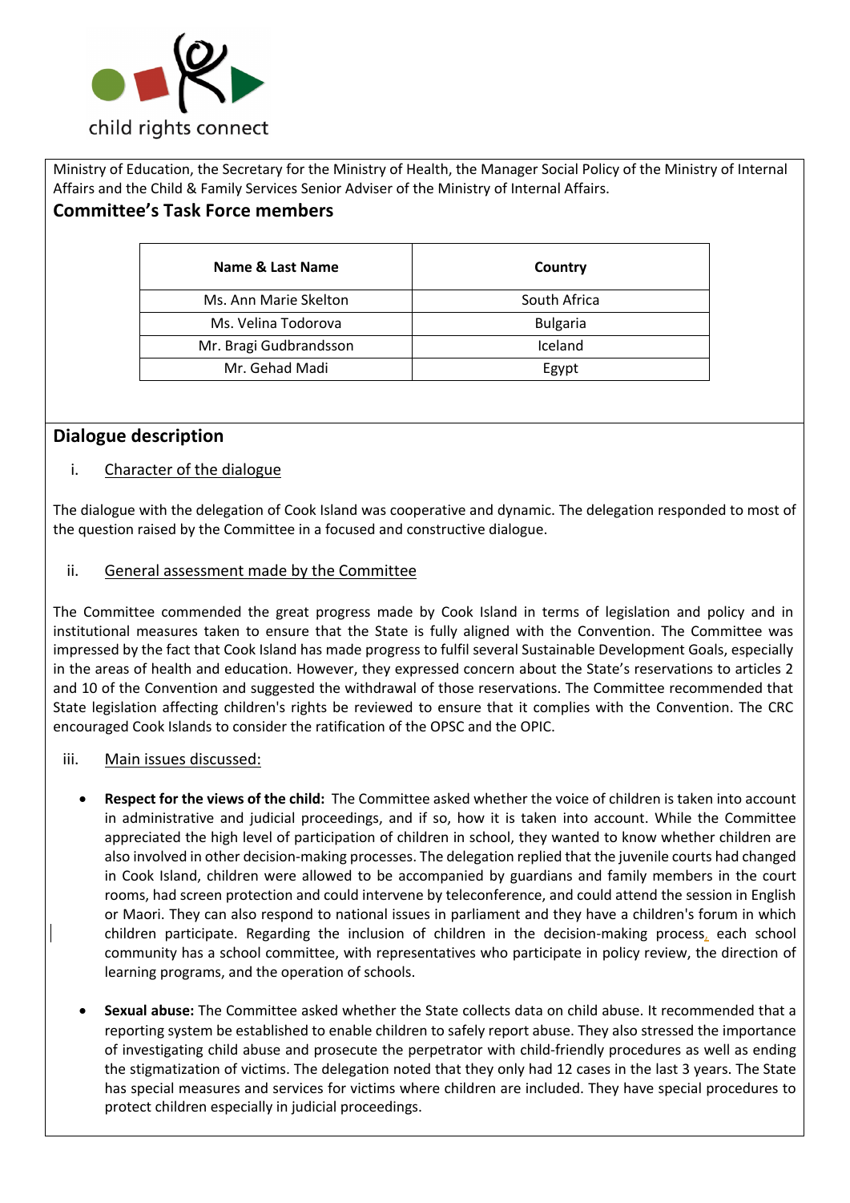Ministry of Education, the Secretary for the Ministry of Health, the Manager Social Policy of the Ministry of Internal Affairs and the Child & Family Services Senior Adviser of the Ministry of Internal Affairs.

## Committee's Task Force members

| Name & Last Name | Country |
|---|---|
| Ms. Ann Marie Skelton | South Africa |
| Ms. Velina Todorova | Bulgaria |
| Mr. Bragi Gudbrandsson | Iceland |
| Mr. Gehad Madi | Egypt |

## Dialogue description

### i. Character of the dialogue

The dialogue with the delegation of Cook Island was cooperative and dynamic. The delegation responded to most of the question raised by the Committee in a focused and constructive dialogue.

### ii. General assessment made by the Committee

The Committee commended the great progress made by Cook Island in terms of legislation and policy and in institutional measures taken to ensure that the State is fully aligned with the Convention. The Committee was impressed by the fact that Cook Island has made progress to fulfil several Sustainable Development Goals, especially in the areas of health and education. However, they expressed concern about the State's reservations to articles 2 and 10 of the Convention and suggested the withdrawal of those reservations. The Committee recommended that State legislation affecting children's rights be reviewed to ensure that it complies with the Convention. The CRC encouraged Cook Islands to consider the ratification of the OPSC and the OPIC.

### iii. Main issues discussed:

- **Respect for the views of the child:** The Committee asked whether the voice of children is taken into account in administrative and judicial proceedings, and if so, how it is taken into account. While the Committee appreciated the high level of participation of children in school, they wanted to know whether children are also involved in other decision-making processes. The delegation replied that the juvenile courts had changed in Cook Island, children were allowed to be accompanied by guardians and family members in the court rooms, had screen protection and could intervene by teleconference, and could attend the session in English or Maori. They can also respond to national issues in parliament and they have a children's forum in which children participate. Regarding the inclusion of children in the decision-making process, each school community has a school committee, with representatives who participate in policy review, the direction of learning programs, and the operation of schools.

- **Sexual abuse:** The Committee asked whether the State collects data on child abuse. It recommended that a reporting system be established to enable children to safely report abuse. They also stressed the importance of investigating child abuse and prosecute the perpetrator with child-friendly procedures as well as ending the stigmatization of victims. The delegation noted that they only had 12 cases in the last 3 years. The State has special measures and services for victims where children are included. They have special procedures to protect children especially in judicial proceedings.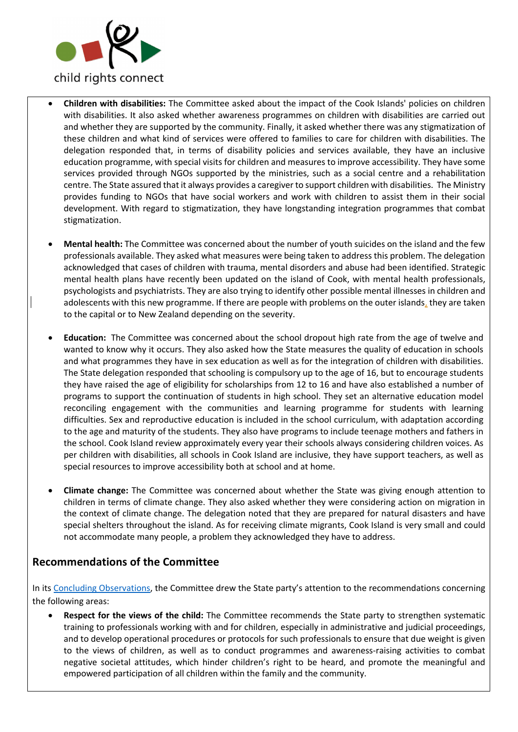- **Children with disabilities:** The Committee asked about the impact of the Cook Islands' policies on children with disabilities. It also asked whether awareness programmes on children with disabilities are carried out and whether they are supported by the community. Finally, it asked whether there was any stigmatization of these children and what kind of services were offered to families to care for children with disabilities. The delegation responded that, in terms of disability policies and services available, they have an inclusive education programme, with special visits for children and measures to improve accessibility. They have some services provided through NGOs supported by the ministries, such as a social centre and a rehabilitation centre. The State assured that it always provides a caregiver to support children with disabilities. The Ministry provides funding to NGOs that have social workers and work with children to assist them in their social development. With regard to stigmatization, they have longstanding integration programmes that combat stigmatization.

- **Mental health:** The Committee was concerned about the number of youth suicides on the island and the few professionals available. They asked what measures were being taken to address this problem. The delegation acknowledged that cases of children with trauma, mental disorders and abuse had been identified. Strategic mental health plans have recently been updated on the island of Cook, with mental health professionals, psychologists and psychiatrists. They are also trying to identify other possible mental illnesses in children and adolescents with this new programme. If there are people with problems on the outer islands, they are taken to the capital or to New Zealand depending on the severity.

- **Education:** The Committee was concerned about the school dropout high rate from the age of twelve and wanted to know why it occurs. They also asked how the State measures the quality of education in schools and what programmes they have in sex education as well as for the integration of children with disabilities. The State delegation responded that schooling is compulsory up to the age of 16, but to encourage students they have raised the age of eligibility for scholarships from 12 to 16 and have also established a number of programs to support the continuation of students in high school. They set an alternative education model reconciling engagement with the communities and learning programme for students with learning difficulties. Sex and reproductive education is included in the school curriculum, with adaptation according to the age and maturity of the students. They also have programs to include teenage mothers and fathers in the school. Cook Island review approximately every year their schools always considering children voices. As per children with disabilities, all schools in Cook Island are inclusive, they have support teachers, as well as special resources to improve accessibility both at school and at home.

- **Climate change:** The Committee was concerned about whether the State was giving enough attention to children in terms of climate change. They also asked whether they were considering action on migration in the context of climate change. The delegation noted that they are prepared for natural disasters and have special shelters throughout the island. As for receiving climate migrants, Cook Island is very small and could not accommodate many people, a problem they acknowledged they have to address.

## Recommendations of the Committee

In its Concluding Observations, the Committee drew the State party's attention to the recommendations concerning the following areas:

- **Respect for the views of the child:** The Committee recommends the State party to strengthen systematic training to professionals working with and for children, especially in administrative and judicial proceedings, and to develop operational procedures or protocols for such professionals to ensure that due weight is given to the views of children, as well as to conduct programmes and awareness-raising activities to combat negative societal attitudes, which hinder children's right to be heard, and promote the meaningful and empowered participation of all children within the family and the community.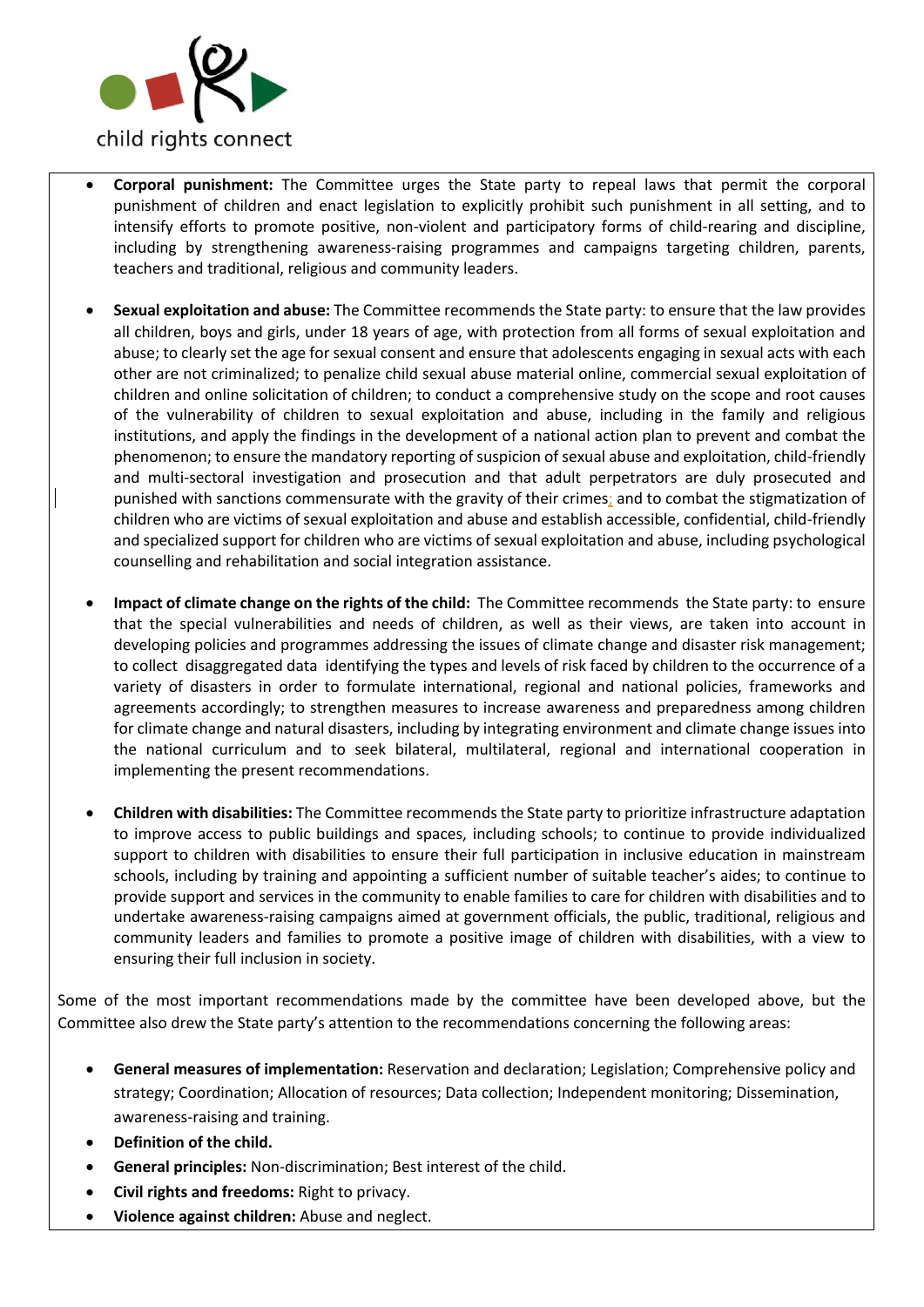- **Corporal punishment:** The Committee urges the State party to repeal laws that permit the corporal punishment of children and enact legislation to explicitly prohibit such punishment in all setting, and to intensify efforts to promote positive, non-violent and participatory forms of child-rearing and discipline, including by strengthening awareness-raising programmes and campaigns targeting children, parents, teachers and traditional, religious and community leaders.

- **Sexual exploitation and abuse:** The Committee recommends the State party: to ensure that the law provides all children, boys and girls, under 18 years of age, with protection from all forms of sexual exploitation and abuse; to clearly set the age for sexual consent and ensure that adolescents engaging in sexual acts with each other are not criminalized; to penalize child sexual abuse material online, commercial sexual exploitation of children and online solicitation of children; to conduct a comprehensive study on the scope and root causes of the vulnerability of children to sexual exploitation and abuse, including in the family and religious institutions, and apply the findings in the development of a national action plan to prevent and combat the phenomenon; to ensure the mandatory reporting of suspicion of sexual abuse and exploitation, child-friendly and multi-sectoral investigation and prosecution and that adult perpetrators are duly prosecuted and punished with sanctions commensurate with the gravity of their crimes; and to combat the stigmatization of children who are victims of sexual exploitation and abuse and establish accessible, confidential, child-friendly and specialized support for children who are victims of sexual exploitation and abuse, including psychological counselling and rehabilitation and social integration assistance.

- **Impact of climate change on the rights of the child:** The Committee recommends the State party: to ensure that the special vulnerabilities and needs of children, as well as their views, are taken into account in developing policies and programmes addressing the issues of climate change and disaster risk management; to collect disaggregated data identifying the types and levels of risk faced by children to the occurrence of a variety of disasters in order to formulate international, regional and national policies, frameworks and agreements accordingly; to strengthen measures to increase awareness and preparedness among children for climate change and natural disasters, including by integrating environment and climate change issues into the national curriculum and to seek bilateral, multilateral, regional and international cooperation in implementing the present recommendations.

- **Children with disabilities:** The Committee recommends the State party to prioritize infrastructure adaptation to improve access to public buildings and spaces, including schools; to continue to provide individualized support to children with disabilities to ensure their full participation in inclusive education in mainstream schools, including by training and appointing a sufficient number of suitable teacher's aides; to continue to provide support and services in the community to enable families to care for children with disabilities and to undertake awareness-raising campaigns aimed at government officials, the public, traditional, religious and community leaders and families to promote a positive image of children with disabilities, with a view to ensuring their full inclusion in society.

Some of the most important recommendations made by the committee have been developed above, but the Committee also drew the State party's attention to the recommendations concerning the following areas:

- **General measures of implementation:** Reservation and declaration; Legislation; Comprehensive policy and strategy; Coordination; Allocation of resources; Data collection; Independent monitoring; Dissemination, awareness-raising and training.
- **Definition of the child.**
- **General principles:** Non-discrimination; Best interest of the child.
- **Civil rights and freedoms:** Right to privacy.
- **Violence against children:** Abuse and neglect.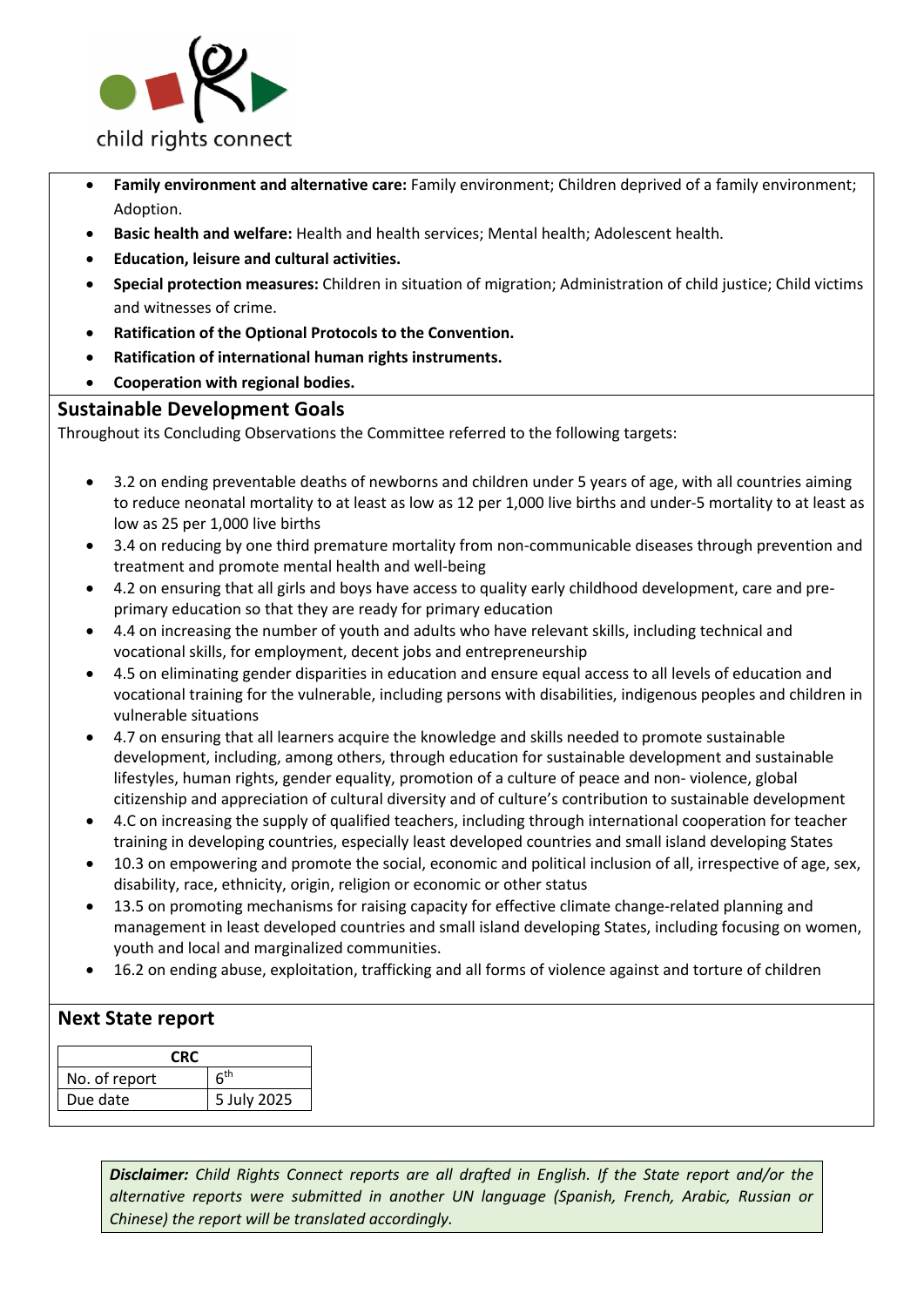- **Family environment and alternative care:** Family environment; Children deprived of a family environment; Adoption.
- **Basic health and welfare:** Health and health services; Mental health; Adolescent health.
- **Education, leisure and cultural activities.**
- **Special protection measures:** Children in situation of migration; Administration of child justice; Child victims and witnesses of crime.
- **Ratification of the Optional Protocols to the Convention.**
- **Ratification of international human rights instruments.**
- **Cooperation with regional bodies.**

## Sustainable Development Goals

Throughout its Concluding Observations the Committee referred to the following targets:

- 3.2 on ending preventable deaths of newborns and children under 5 years of age, with all countries aiming to reduce neonatal mortality to at least as low as 12 per 1,000 live births and under-5 mortality to at least as low as 25 per 1,000 live births
- 3.4 on reducing by one third premature mortality from non-communicable diseases through prevention and treatment and promote mental health and well-being
- 4.2 on ensuring that all girls and boys have access to quality early childhood development, care and pre-primary education so that they are ready for primary education
- 4.4 on increasing the number of youth and adults who have relevant skills, including technical and vocational skills, for employment, decent jobs and entrepreneurship
- 4.5 on eliminating gender disparities in education and ensure equal access to all levels of education and vocational training for the vulnerable, including persons with disabilities, indigenous peoples and children in vulnerable situations
- 4.7 on ensuring that all learners acquire the knowledge and skills needed to promote sustainable development, including, among others, through education for sustainable development and sustainable lifestyles, human rights, gender equality, promotion of a culture of peace and non- violence, global citizenship and appreciation of cultural diversity and of culture's contribution to sustainable development
- 4.C on increasing the supply of qualified teachers, including through international cooperation for teacher training in developing countries, especially least developed countries and small island developing States
- 10.3 on empowering and promote the social, economic and political inclusion of all, irrespective of age, sex, disability, race, ethnicity, origin, religion or economic or other status
- 13.5 on promoting mechanisms for raising capacity for effective climate change-related planning and management in least developed countries and small island developing States, including focusing on women, youth and local and marginalized communities.
- 16.2 on ending abuse, exploitation, trafficking and all forms of violence against and torture of children

## Next State report

| CRC | |
|---|---|
| No. of report | 6th |
| Due date | 5 July 2025 |

***Disclaimer:*** *Child Rights Connect reports are all drafted in English. If the State report and/or the alternative reports were submitted in another UN language (Spanish, French, Arabic, Russian or Chinese) the report will be translated accordingly.*